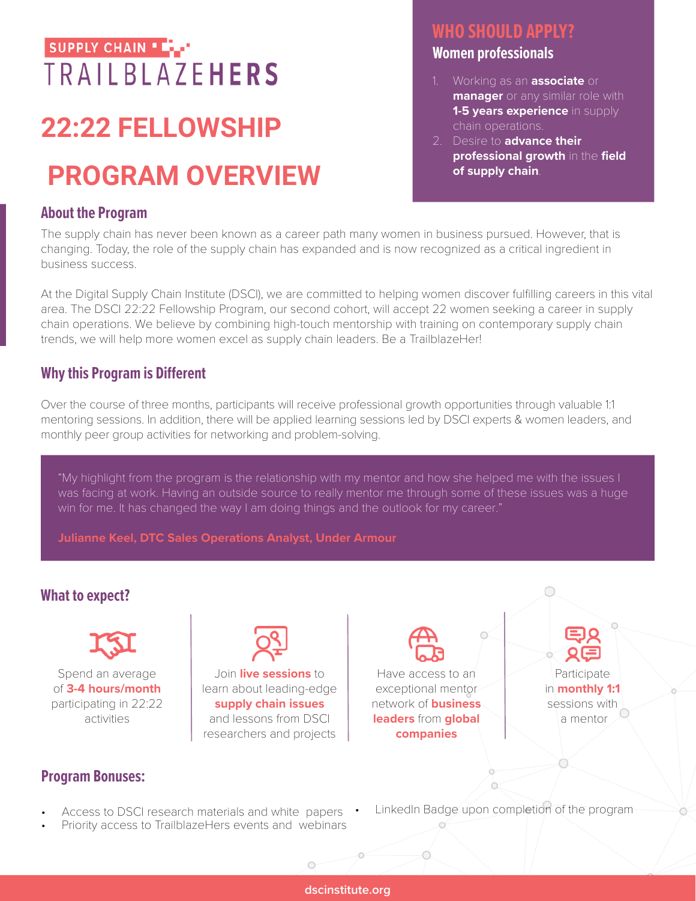SUPPLY CHAIN

TRAILBLAZEHERS

# 22:22 FELLOWSHIP

# PROGRAM OVERVIEW

## WHO SHOULD APPLY?

### Women professionals

1. Working as an **associate** or **manager** or any similar role with **1-5 years experience** in supply chain operations.
2. Desire to **advance their professional growth** in the **field of supply chain**.

## About the Program

The supply chain has never been known as a career path many women in business pursued. However, that is changing. Today, the role of the supply chain has expanded and is now recognized as a critical ingredient in business success.

At the Digital Supply Chain Institute (DSCI), we are committed to helping women discover fulfilling careers in this vital area. The DSCI 22:22 Fellowship Program, our second cohort, will accept 22 women seeking a career in supply chain operations. We believe by combining high-touch mentorship with training on contemporary supply chain trends, we will help more women excel as supply chain leaders. Be a TrailblazeHer!

## Why this Program is Different

Over the course of three months, participants will receive professional growth opportunities through valuable 1:1 mentoring sessions. In addition, there will be applied learning sessions led by DSCI experts & women leaders, and monthly peer group activities for networking and problem-solving.

> "My highlight from the program is the relationship with my mentor and how she helped me with the issues I was facing at work. Having an outside source to really mentor me through some of these issues was a huge win for me. It has changed the way I am doing things and the outlook for my career."
>
> **Julianne Keel, DTC Sales Operations Analyst, Under Armour**

## What to expect?

- Spend an average of **3-4 hours/month** participating in 22:22 activities
- Join **live sessions** to learn about leading-edge **supply chain issues** and lessons from DSCI researchers and projects
- Have access to an exceptional mentor network of **business leaders** from **global companies**
- Participate in **monthly 1:1** sessions with a mentor

## Program Bonuses:

- Access to DSCI research materials and white papers
- Priority access to TrailblazeHers events and webinars
- LinkedIn Badge upon completion of the program

dscinstitute.org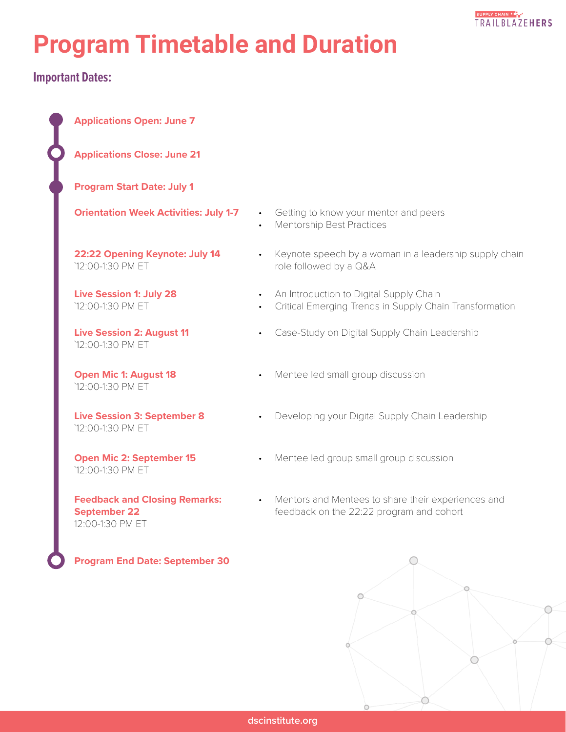# Program Timetable and Duration

## Important Dates:

**Applications Open: June 7**

**Applications Close: June 21**

**Program Start Date: July 1**

**Orientation Week Activities: July 1-7**

- Getting to know your mentor and peers
- Mentorship Best Practices

**22:22 Opening Keynote: July 14**
`12:00-1:30 PM ET

- Keynote speech by a woman in a leadership supply chain role followed by a Q&A

**Live Session 1: July 28**
`12:00-1:30 PM ET

- An Introduction to Digital Supply Chain
- Critical Emerging Trends in Supply Chain Transformation

**Live Session 2: August 11**
`12:00-1:30 PM ET

- Case-Study on Digital Supply Chain Leadership

**Open Mic 1: August 18**
`12:00-1:30 PM ET

- Mentee led small group discussion

**Live Session 3: September 8**
`12:00-1:30 PM ET

- Developing your Digital Supply Chain Leadership

**Open Mic 2: September 15**
`12:00-1:30 PM ET

- Mentee led group small group discussion

**Feedback and Closing Remarks: September 22**
12:00-1:30 PM ET

- Mentors and Mentees to share their experiences and feedback on the 22:22 program and cohort

**Program End Date: September 30**